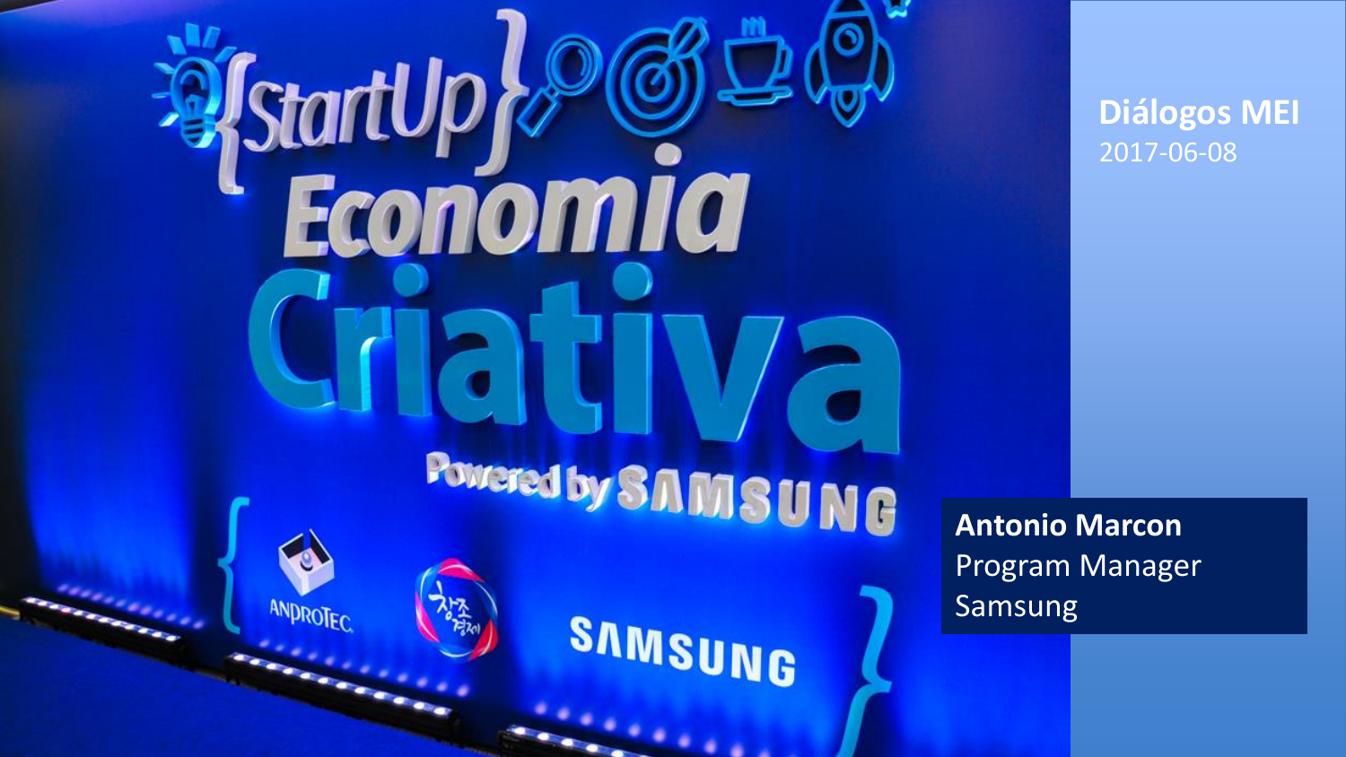**Diálogos MEI**
2017-06-08

**Antonio Marcon**
Program Manager
Samsung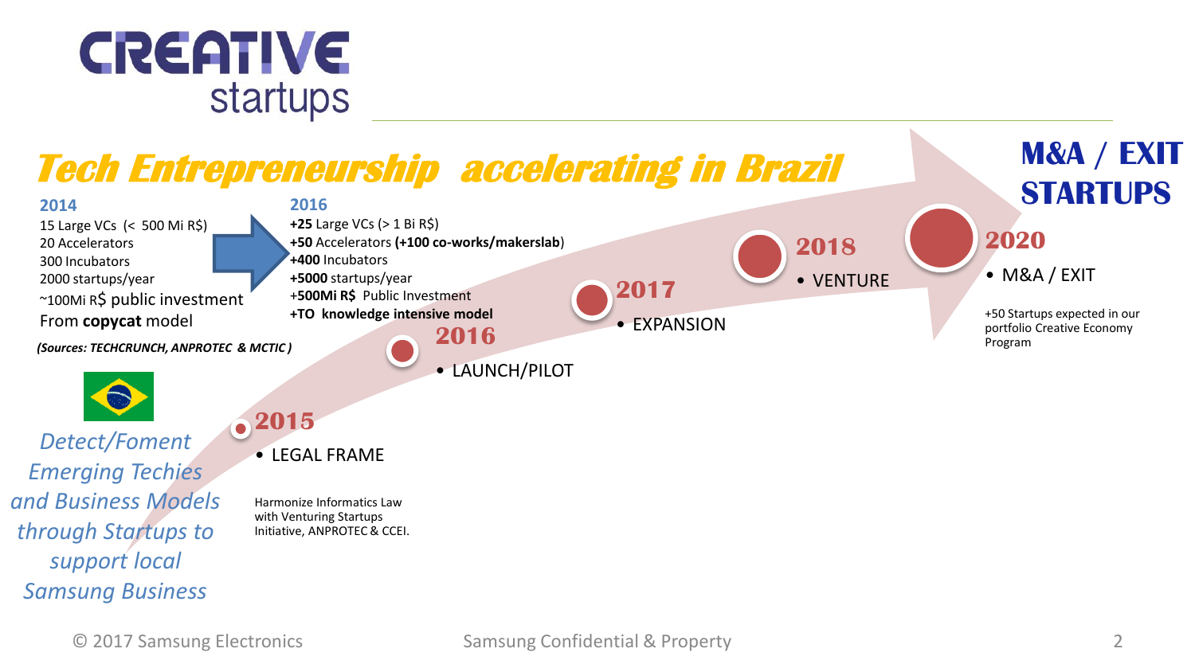# CREATIVE startups

## *Tech Entrepreneurship accelerating in Brazil*

**2014**

15 Large VCs (< 500 Mi R$)
20 Accelerators
300 Incubators
2000 startups/year
~100Mi R$ public investment
From **copycat** model

***(Sources: TECHCRUNCH, ANPROTEC & MCTIC)***

**2016**

**+25** Large VCs (> 1 Bi R$)
**+50** Accelerators **(+100 co-works/makerslab)**
**+400** Incubators
**+5000** startups/year
+**500Mi R$** Public Investment
**+TO knowledge intensive model**

*Detect/Foment Emerging Techies and Business Models through Startups to support local Samsung Business*

**2015**

- LEGAL FRAME

Harmonize Informatics Law with Venturing Startups Initiative, ANPROTEC & CCEI.

**2016**

- LAUNCH/PILOT

**2017**

- EXPANSION

**2018**

- VENTURE

**2020**

- M&A / EXIT

+50 Startups expected in our portfolio Creative Economy Program

**M&A / EXIT STARTUPS**

© 2017 Samsung Electronics

Samsung Confidential & Property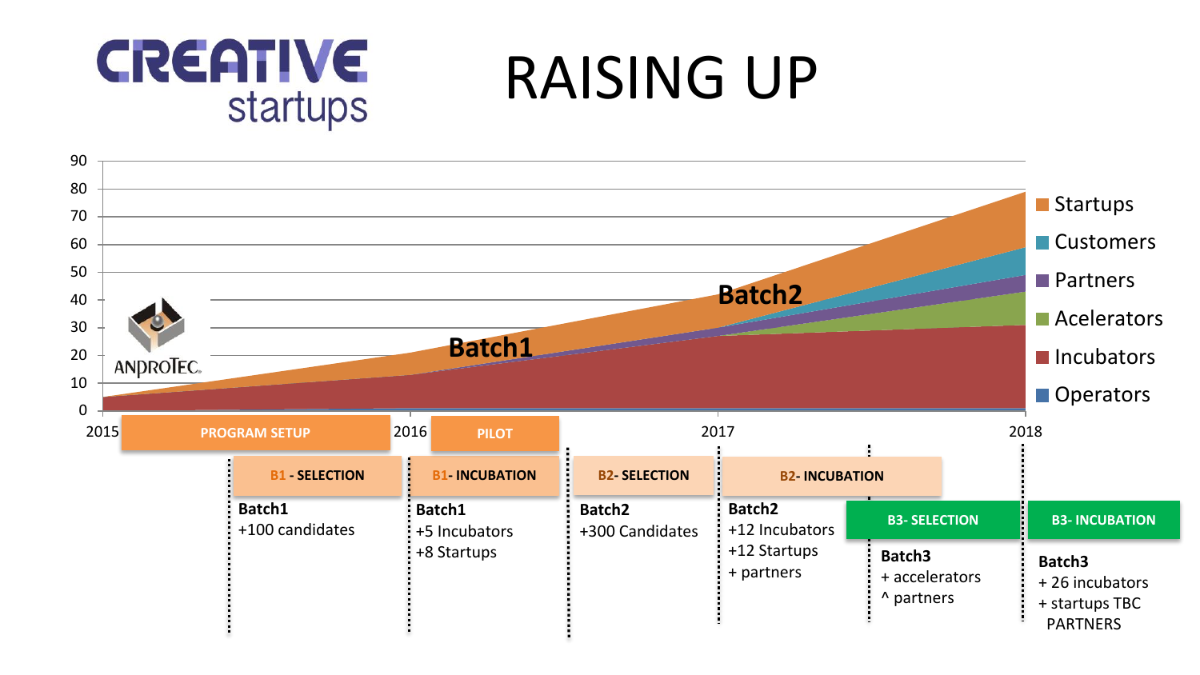# RAISING UP

CREATIVE startups

Chart legend: Startups, Customers, Partners, Acelerators, Incubators, Operators

Y-axis: 0, 10, 20, 30, 40, 50, 60, 70, 80, 90

X-axis: 2015, 2016, 2017, 2018

Chart labels: Batch1, Batch2

ANDROTEC

| PROGRAM SETUP | B1 - SELECTION | PILOT / B1- INCUBATION | B2- SELECTION | B2- INCUBATION | B3- SELECTION | B3- INCUBATION |
|---|---|---|---|---|---|---|
| | **Batch1** +100 candidates | **Batch1** +5 Incubators +8 Startups | **Batch2** +300 Candidates | **Batch2** +12 Incubators +12 Startups + partners | **Batch3** + accelerators ^ partners | **Batch3** + 26 incubators + startups TBC PARTNERS |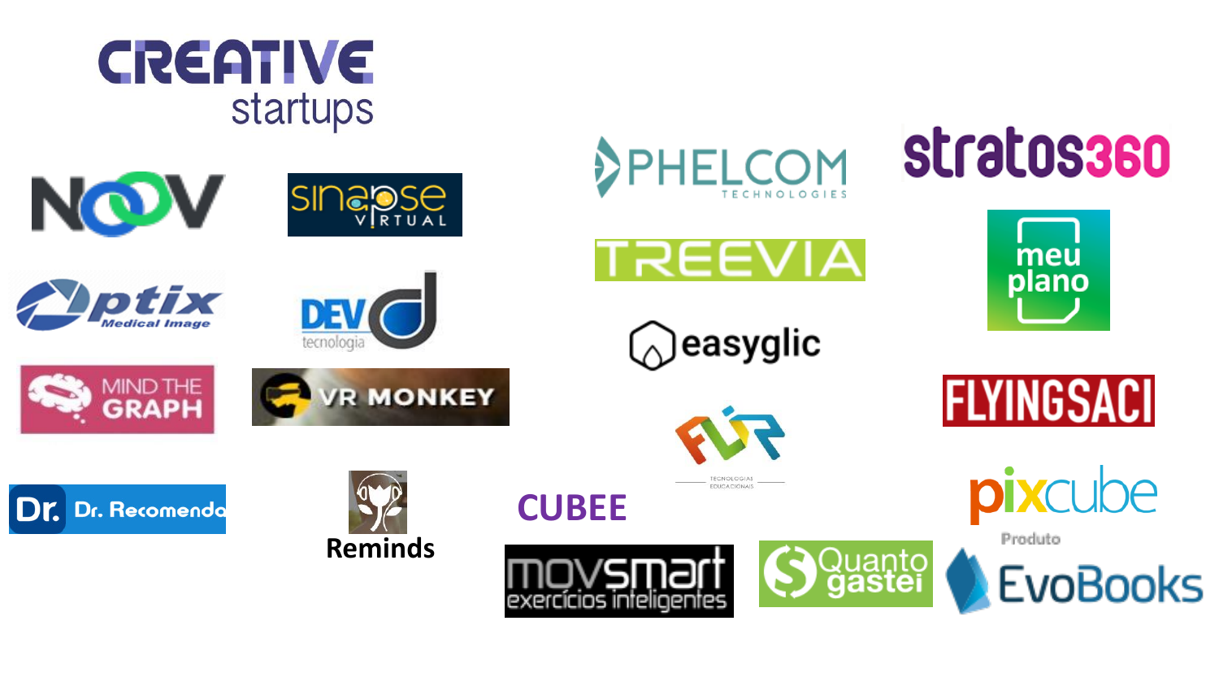# CREATIVE startups

NOOV

sinapse VIRTUAL

Optix Medical Image

DEV tecnologia

MIND THE GRAPH

VR MONKEY

Dr. Dr. Recomenda

Reminds

PHELCOM TECHNOLOGIES

stratos360

TREEVIA

meu plano

easyglic

FLYINGSACI

FLIR TECNOLOGIAS EDUCACIONAIS

pixcube

CUBEE

movsmart exercícios inteligentes

Quanto gastei

Produto EvoBooks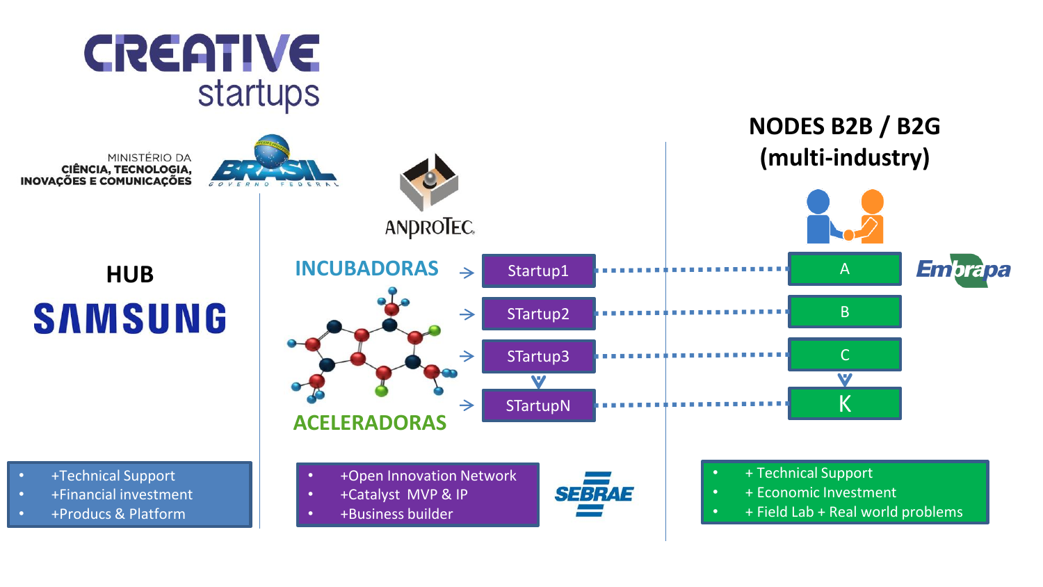# CREATIVE startups

MINISTÉRIO DA CIÊNCIA, TECNOLOGIA, INOVAÇÕES E COMUNICAÇÕES

BRASIL GOVERNO FEDERAL

## HUB

SAMSUNG

- +Technical Support
- +Financial investment
- +Producs & Platform

ANPROTEC

INCUBADORAS → Startup1

→ STartup2

→ STartup3

→ STartupN

ACELERADORAS

- +Open Innovation Network
- +Catalyst MVP & IP
- +Business builder

SEBRAE

## NODES B2B / B2G (multi-industry)

A — Embrapa

B

C

K

- + Technical Support
- + Economic Investment
- + Field Lab + Real world problems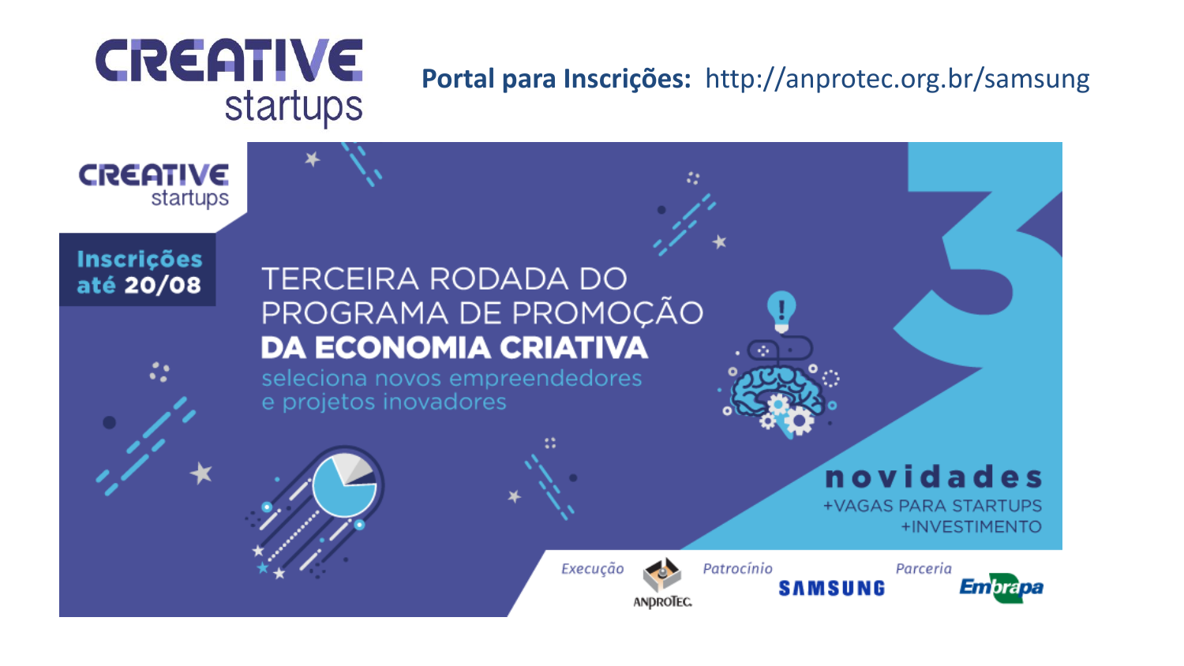# CREATIVE startups

**Portal para Inscrições:** http://anprotec.org.br/samsung

CREATIVE startups

**Inscrições até 20/08**

TERCEIRA RODADA DO PROGRAMA DE PROMOÇÃO **DA ECONOMIA CRIATIVA**

seleciona novos empreendedores e projetos inovadores

**novidades**

+VAGAS PARA STARTUPS

+INVESTIMENTO

*Execução* ANPROTEC *Patrocínio* SAMSUNG *Parceria* Embrapa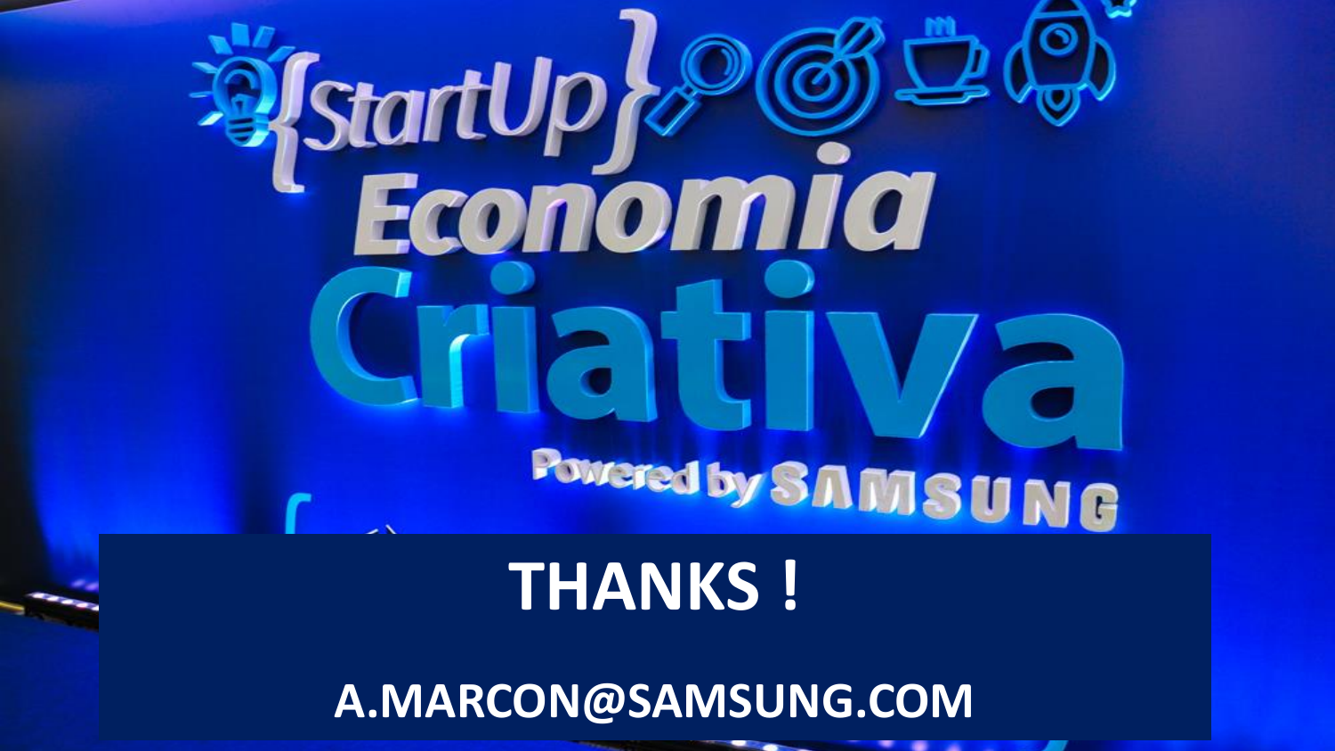{StartUp} Economia Criativa

Powered by SAMSUNG

# THANKS !

A.MARCON@SAMSUNG.COM